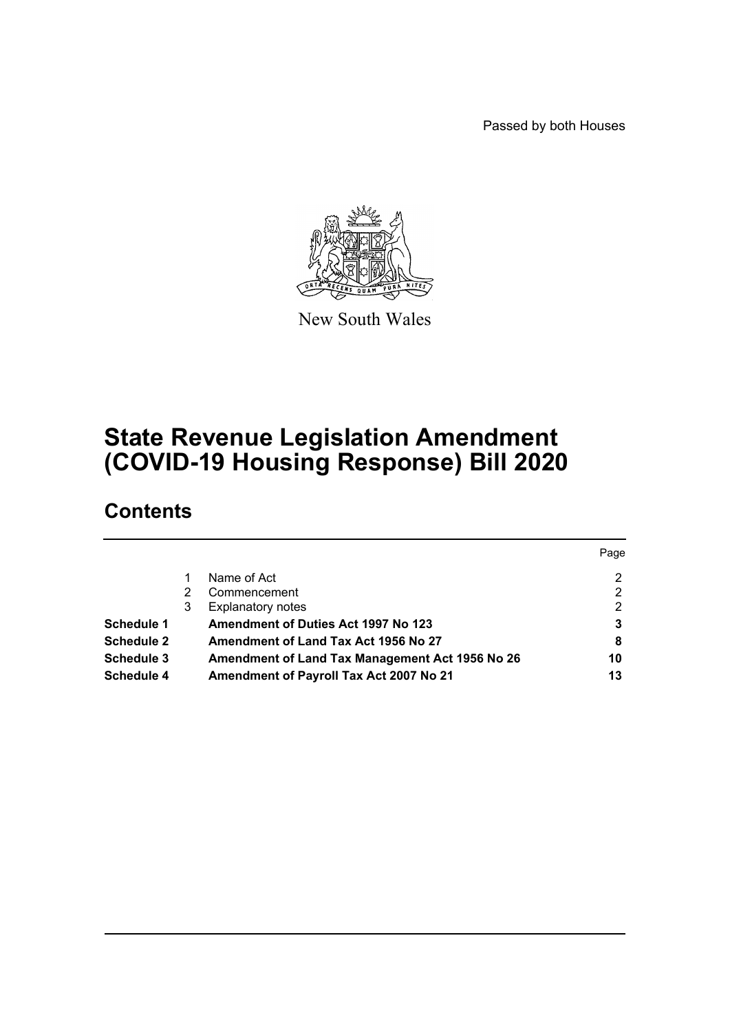Passed by both Houses

New South Wales

# State Revenue Legislation Amendment (COVID-19 Housing Response) Bill 2020

## Contents

| | | | Page |
|---|---|---|---|
| | 1 | Name of Act | 2 |
| | 2 | Commencement | 2 |
| | 3 | Explanatory notes | 2 |
| **Schedule 1** | | **Amendment of Duties Act 1997 No 123** | **3** |
| **Schedule 2** | | **Amendment of Land Tax Act 1956 No 27** | **8** |
| **Schedule 3** | | **Amendment of Land Tax Management Act 1956 No 26** | **10** |
| **Schedule 4** | | **Amendment of Payroll Tax Act 2007 No 21** | **13** |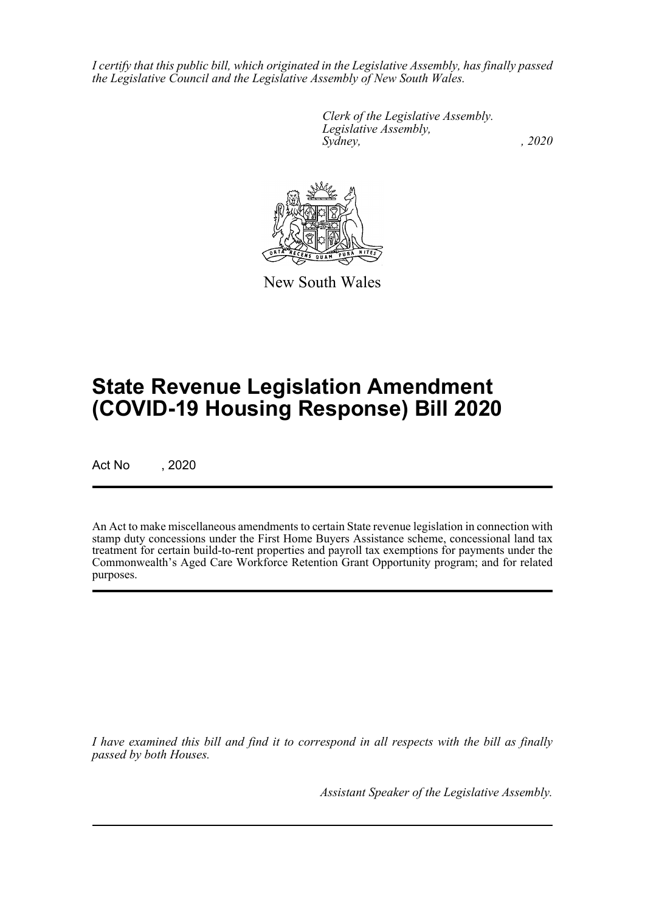*I certify that this public bill, which originated in the Legislative Assembly, has finally passed the Legislative Council and the Legislative Assembly of New South Wales.*

*Clerk of the Legislative Assembly.*
*Legislative Assembly,*
*Sydney, , 2020*

New South Wales

# State Revenue Legislation Amendment (COVID-19 Housing Response) Bill 2020

Act No , 2020

An Act to make miscellaneous amendments to certain State revenue legislation in connection with stamp duty concessions under the First Home Buyers Assistance scheme, concessional land tax treatment for certain build-to-rent properties and payroll tax exemptions for payments under the Commonwealth's Aged Care Workforce Retention Grant Opportunity program; and for related purposes.

*I have examined this bill and find it to correspond in all respects with the bill as finally passed by both Houses.*

*Assistant Speaker of the Legislative Assembly.*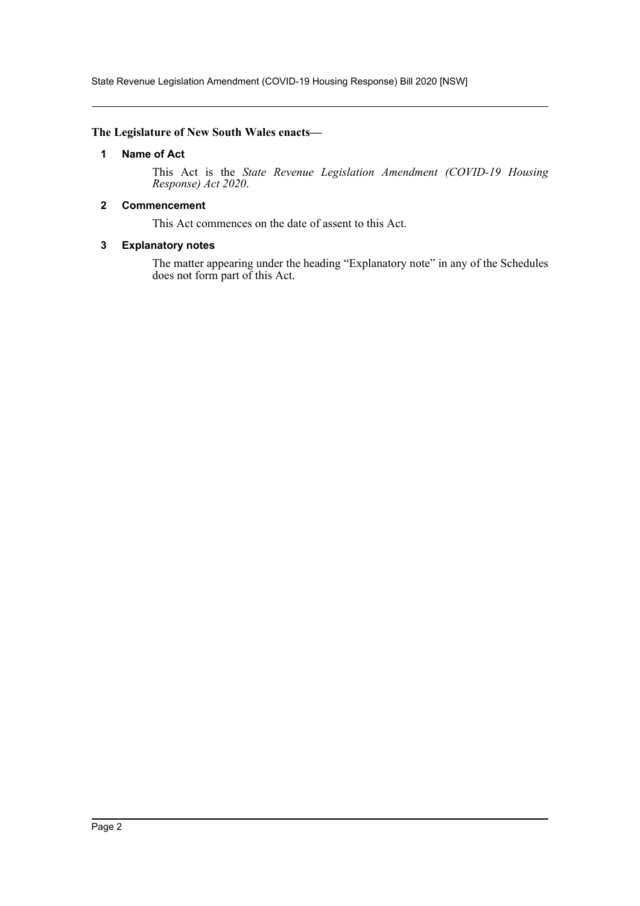**The Legislature of New South Wales enacts—**

### 1 Name of Act

This Act is the *State Revenue Legislation Amendment (COVID-19 Housing Response) Act 2020*.

### 2 Commencement

This Act commences on the date of assent to this Act.

### 3 Explanatory notes

The matter appearing under the heading "Explanatory note" in any of the Schedules does not form part of this Act.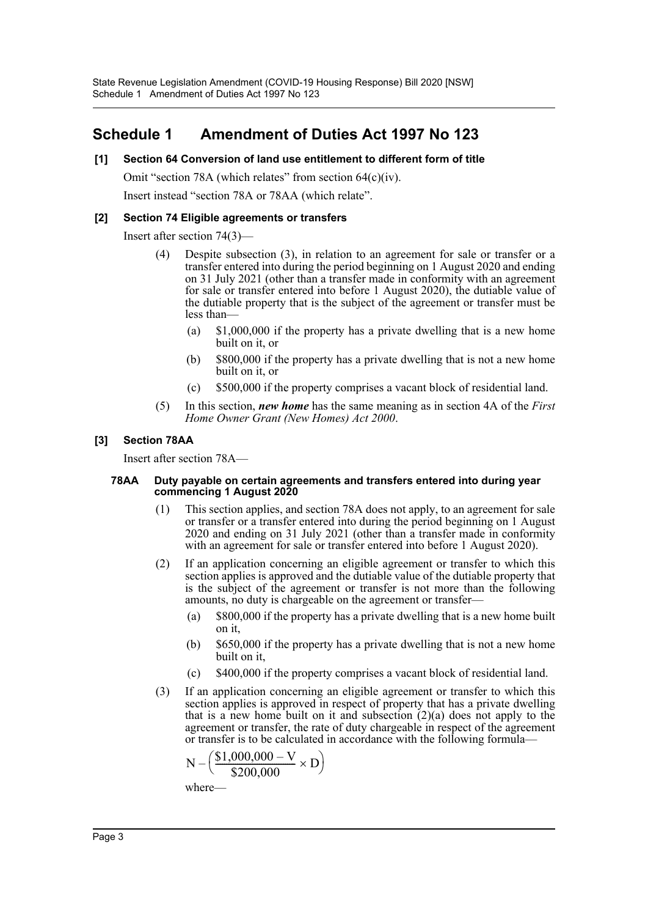# Schedule 1 Amendment of Duties Act 1997 No 123

**[1] Section 64 Conversion of land use entitlement to different form of title**

Omit "section 78A (which relates" from section 64(c)(iv).

Insert instead "section 78A or 78AA (which relate".

**[2] Section 74 Eligible agreements or transfers**

Insert after section 74(3)—

(4) Despite subsection (3), in relation to an agreement for sale or transfer or a transfer entered into during the period beginning on 1 August 2020 and ending on 31 July 2021 (other than a transfer made in conformity with an agreement for sale or transfer entered into before 1 August 2020), the dutiable value of the dutiable property that is the subject of the agreement or transfer must be less than—

(a) $1,000,000 if the property has a private dwelling that is a new home built on it, or

(b) $800,000 if the property has a private dwelling that is not a new home built on it, or

(c) $500,000 if the property comprises a vacant block of residential land.

(5) In this section, ***new home*** has the same meaning as in section 4A of the *First Home Owner Grant (New Homes) Act 2000*.

**[3] Section 78AA**

Insert after section 78A—

**78AA Duty payable on certain agreements and transfers entered into during year commencing 1 August 2020**

(1) This section applies, and section 78A does not apply, to an agreement for sale or transfer or a transfer entered into during the period beginning on 1 August 2020 and ending on 31 July 2021 (other than a transfer made in conformity with an agreement for sale or transfer entered into before 1 August 2020).

(2) If an application concerning an eligible agreement or transfer to which this section applies is approved and the dutiable value of the dutiable property that is the subject of the agreement or transfer is not more than the following amounts, no duty is chargeable on the agreement or transfer—

(a) $800,000 if the property has a private dwelling that is a new home built on it,

(b) $650,000 if the property has a private dwelling that is not a new home built on it,

(c) $400,000 if the property comprises a vacant block of residential land.

(3) If an application concerning an eligible agreement or transfer to which this section applies is approved in respect of property that has a private dwelling that is a new home built on it and subsection (2)(a) does not apply to the agreement or transfer, the rate of duty chargeable in respect of the agreement or transfer is to be calculated in accordance with the following formula—

$$N - \left(\frac{\$1{,}000{,}000 - V}{\$200{,}000} \times D\right)$$

where—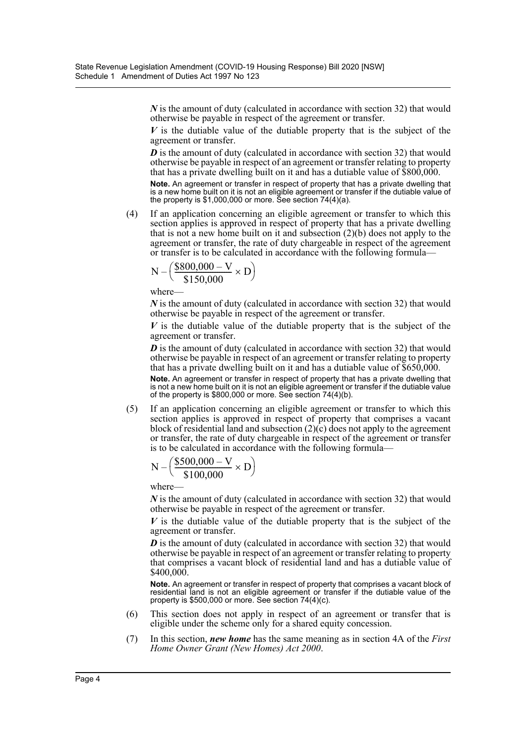***N*** is the amount of duty (calculated in accordance with section 32) that would otherwise be payable in respect of the agreement or transfer.

***V*** is the dutiable value of the dutiable property that is the subject of the agreement or transfer.

***D*** is the amount of duty (calculated in accordance with section 32) that would otherwise be payable in respect of an agreement or transfer relating to property that has a private dwelling built on it and has a dutiable value of $800,000.

**Note.** An agreement or transfer in respect of property that has a private dwelling that is a new home built on it is not an eligible agreement or transfer if the dutiable value of the property is $1,000,000 or more. See section 74(4)(a).

(4) If an application concerning an eligible agreement or transfer to which this section applies is approved in respect of property that has a private dwelling that is not a new home built on it and subsection (2)(b) does not apply to the agreement or transfer, the rate of duty chargeable in respect of the agreement or transfer is to be calculated in accordance with the following formula—

$$N - \left(\frac{\$800{,}000 - V}{\$150{,}000} \times D\right)$$

where—

***N*** is the amount of duty (calculated in accordance with section 32) that would otherwise be payable in respect of the agreement or transfer.

***V*** is the dutiable value of the dutiable property that is the subject of the agreement or transfer.

***D*** is the amount of duty (calculated in accordance with section 32) that would otherwise be payable in respect of an agreement or transfer relating to property that has a private dwelling built on it and has a dutiable value of $650,000.

**Note.** An agreement or transfer in respect of property that has a private dwelling that is not a new home built on it is not an eligible agreement or transfer if the dutiable value of the property is $800,000 or more. See section 74(4)(b).

(5) If an application concerning an eligible agreement or transfer to which this section applies is approved in respect of property that comprises a vacant block of residential land and subsection (2)(c) does not apply to the agreement or transfer, the rate of duty chargeable in respect of the agreement or transfer is to be calculated in accordance with the following formula—

$$N - \left(\frac{\$500{,}000 - V}{\$100{,}000} \times D\right)$$

where—

***N*** is the amount of duty (calculated in accordance with section 32) that would otherwise be payable in respect of the agreement or transfer.

***V*** is the dutiable value of the dutiable property that is the subject of the agreement or transfer.

***D*** is the amount of duty (calculated in accordance with section 32) that would otherwise be payable in respect of an agreement or transfer relating to property that comprises a vacant block of residential land and has a dutiable value of $400,000.

**Note.** An agreement or transfer in respect of property that comprises a vacant block of residential land is not an eligible agreement or transfer if the dutiable value of the property is $500,000 or more. See section 74(4)(c).

(6) This section does not apply in respect of an agreement or transfer that is eligible under the scheme only for a shared equity concession.

(7) In this section, ***new home*** has the same meaning as in section 4A of the *First Home Owner Grant (New Homes) Act 2000*.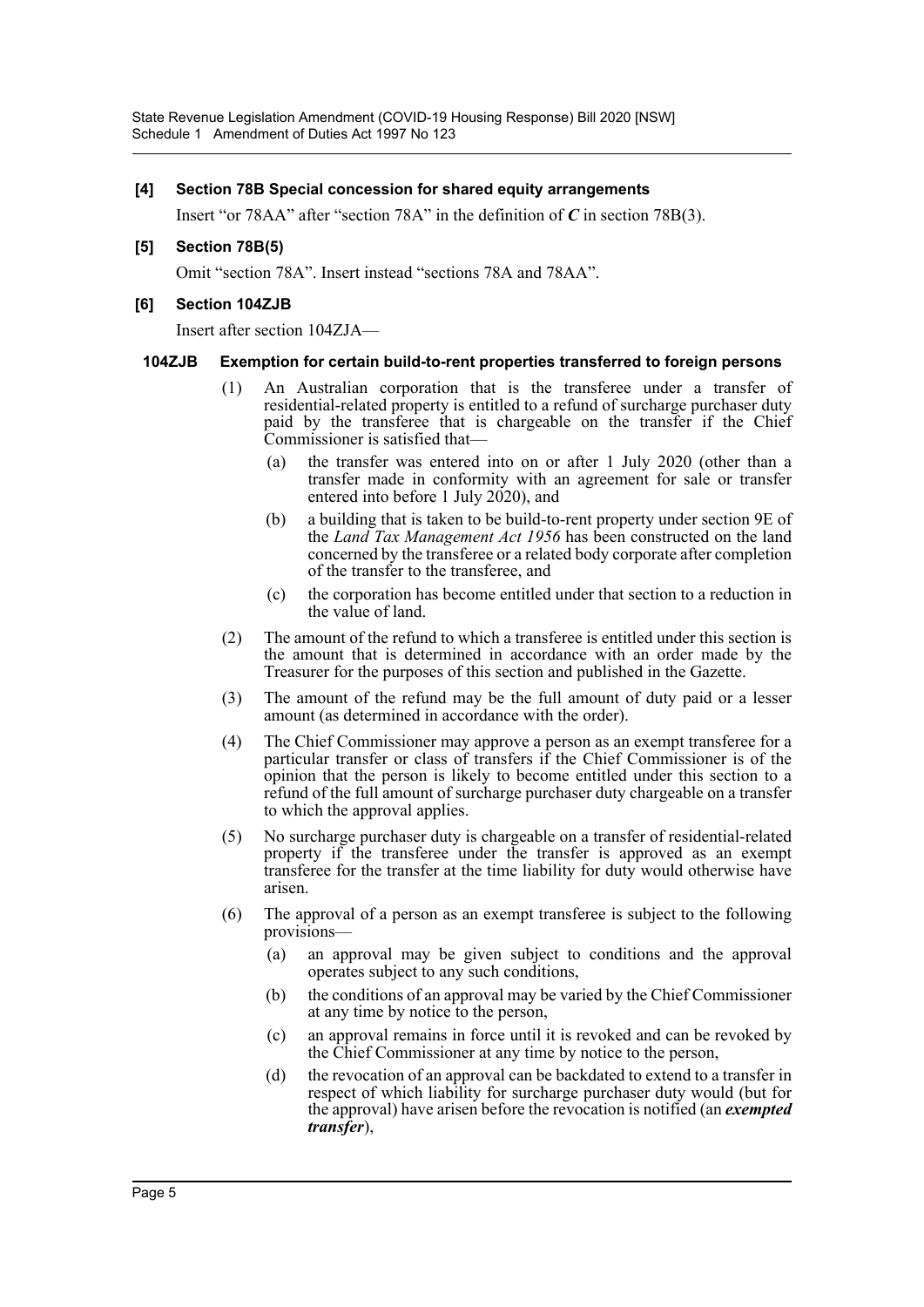**[4] Section 78B Special concession for shared equity arrangements**

Insert "or 78AA" after "section 78A" in the definition of ***C*** in section 78B(3).

**[5] Section 78B(5)**

Omit "section 78A". Insert instead "sections 78A and 78AA".

**[6] Section 104ZJB**

Insert after section 104ZJA—

**104ZJB Exemption for certain build-to-rent properties transferred to foreign persons**

(1) An Australian corporation that is the transferee under a transfer of residential-related property is entitled to a refund of surcharge purchaser duty paid by the transferee that is chargeable on the transfer if the Chief Commissioner is satisfied that—

(a) the transfer was entered into on or after 1 July 2020 (other than a transfer made in conformity with an agreement for sale or transfer entered into before 1 July 2020), and

(b) a building that is taken to be build-to-rent property under section 9E of the *Land Tax Management Act 1956* has been constructed on the land concerned by the transferee or a related body corporate after completion of the transfer to the transferee, and

(c) the corporation has become entitled under that section to a reduction in the value of land.

(2) The amount of the refund to which a transferee is entitled under this section is the amount that is determined in accordance with an order made by the Treasurer for the purposes of this section and published in the Gazette.

(3) The amount of the refund may be the full amount of duty paid or a lesser amount (as determined in accordance with the order).

(4) The Chief Commissioner may approve a person as an exempt transferee for a particular transfer or class of transfers if the Chief Commissioner is of the opinion that the person is likely to become entitled under this section to a refund of the full amount of surcharge purchaser duty chargeable on a transfer to which the approval applies.

(5) No surcharge purchaser duty is chargeable on a transfer of residential-related property if the transferee under the transfer is approved as an exempt transferee for the transfer at the time liability for duty would otherwise have arisen.

(6) The approval of a person as an exempt transferee is subject to the following provisions—

(a) an approval may be given subject to conditions and the approval operates subject to any such conditions,

(b) the conditions of an approval may be varied by the Chief Commissioner at any time by notice to the person,

(c) an approval remains in force until it is revoked and can be revoked by the Chief Commissioner at any time by notice to the person,

(d) the revocation of an approval can be backdated to extend to a transfer in respect of which liability for surcharge purchaser duty would (but for the approval) have arisen before the revocation is notified (an ***exempted transfer***),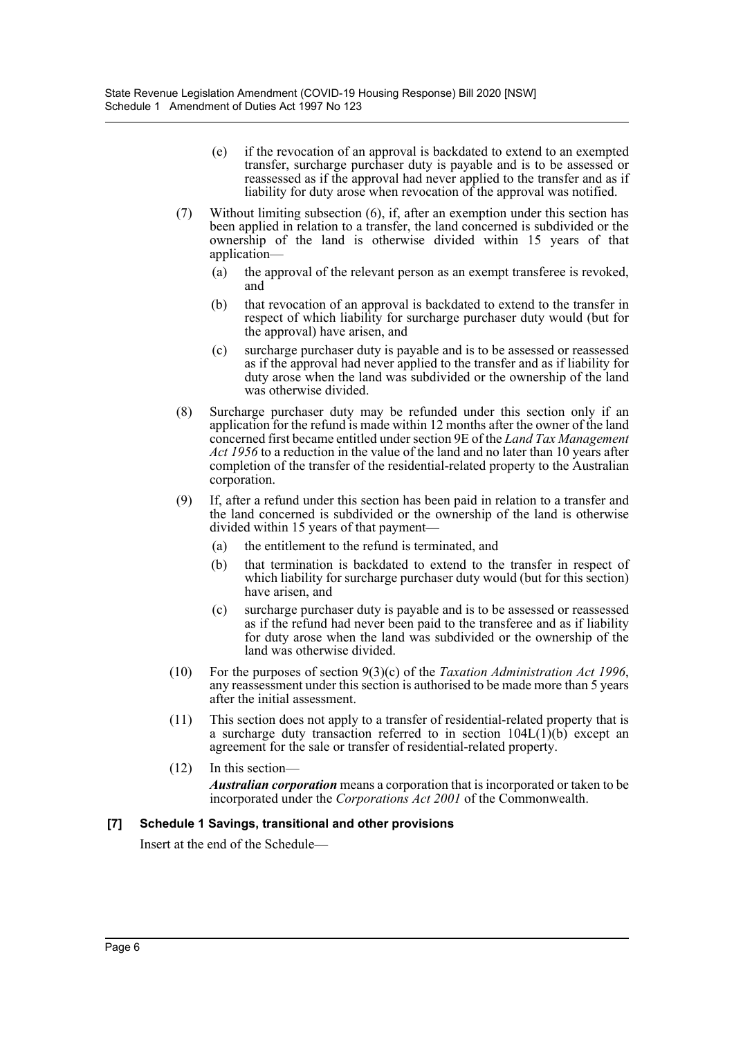(e) if the revocation of an approval is backdated to extend to an exempted transfer, surcharge purchaser duty is payable and is to be assessed or reassessed as if the approval had never applied to the transfer and as if liability for duty arose when revocation of the approval was notified.

(7) Without limiting subsection (6), if, after an exemption under this section has been applied in relation to a transfer, the land concerned is subdivided or the ownership of the land is otherwise divided within 15 years of that application—

(a) the approval of the relevant person as an exempt transferee is revoked, and

(b) that revocation of an approval is backdated to extend to the transfer in respect of which liability for surcharge purchaser duty would (but for the approval) have arisen, and

(c) surcharge purchaser duty is payable and is to be assessed or reassessed as if the approval had never applied to the transfer and as if liability for duty arose when the land was subdivided or the ownership of the land was otherwise divided.

(8) Surcharge purchaser duty may be refunded under this section only if an application for the refund is made within 12 months after the owner of the land concerned first became entitled under section 9E of the *Land Tax Management Act 1956* to a reduction in the value of the land and no later than 10 years after completion of the transfer of the residential-related property to the Australian corporation.

(9) If, after a refund under this section has been paid in relation to a transfer and the land concerned is subdivided or the ownership of the land is otherwise divided within 15 years of that payment—

(a) the entitlement to the refund is terminated, and

(b) that termination is backdated to extend to the transfer in respect of which liability for surcharge purchaser duty would (but for this section) have arisen, and

(c) surcharge purchaser duty is payable and is to be assessed or reassessed as if the refund had never been paid to the transferee and as if liability for duty arose when the land was subdivided or the ownership of the land was otherwise divided.

(10) For the purposes of section 9(3)(c) of the *Taxation Administration Act 1996*, any reassessment under this section is authorised to be made more than 5 years after the initial assessment.

(11) This section does not apply to a transfer of residential-related property that is a surcharge duty transaction referred to in section 104L(1)(b) except an agreement for the sale or transfer of residential-related property.

(12) In this section—

***Australian corporation*** means a corporation that is incorporated or taken to be incorporated under the *Corporations Act 2001* of the Commonwealth.

**[7] Schedule 1 Savings, transitional and other provisions**

Insert at the end of the Schedule—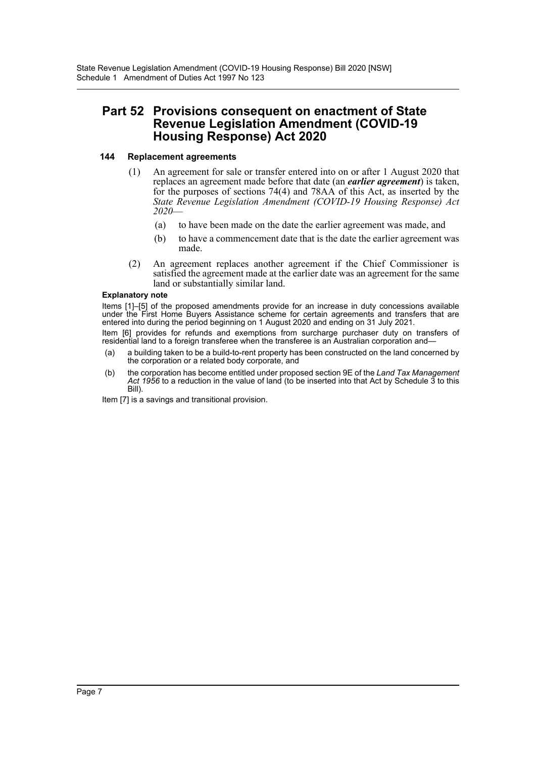## Part 52 Provisions consequent on enactment of State Revenue Legislation Amendment (COVID-19 Housing Response) Act 2020

### 144 Replacement agreements

(1) An agreement for sale or transfer entered into on or after 1 August 2020 that replaces an agreement made before that date (an ***earlier agreement***) is taken, for the purposes of sections 74(4) and 78AA of this Act, as inserted by the *State Revenue Legislation Amendment (COVID-19 Housing Response) Act 2020*—

- (a) to have been made on the date the earlier agreement was made, and
- (b) to have a commencement date that is the date the earlier agreement was made.

(2) An agreement replaces another agreement if the Chief Commissioner is satisfied the agreement made at the earlier date was an agreement for the same land or substantially similar land.

**Explanatory note**

Items [1]–[5] of the proposed amendments provide for an increase in duty concessions available under the First Home Buyers Assistance scheme for certain agreements and transfers that are entered into during the period beginning on 1 August 2020 and ending on 31 July 2021.

Item [6] provides for refunds and exemptions from surcharge purchaser duty on transfers of residential land to a foreign transferee when the transferee is an Australian corporation and—

- (a) a building taken to be a build-to-rent property has been constructed on the land concerned by the corporation or a related body corporate, and
- (b) the corporation has become entitled under proposed section 9E of the *Land Tax Management Act 1956* to a reduction in the value of land (to be inserted into that Act by Schedule 3 to this Bill).

Item [7] is a savings and transitional provision.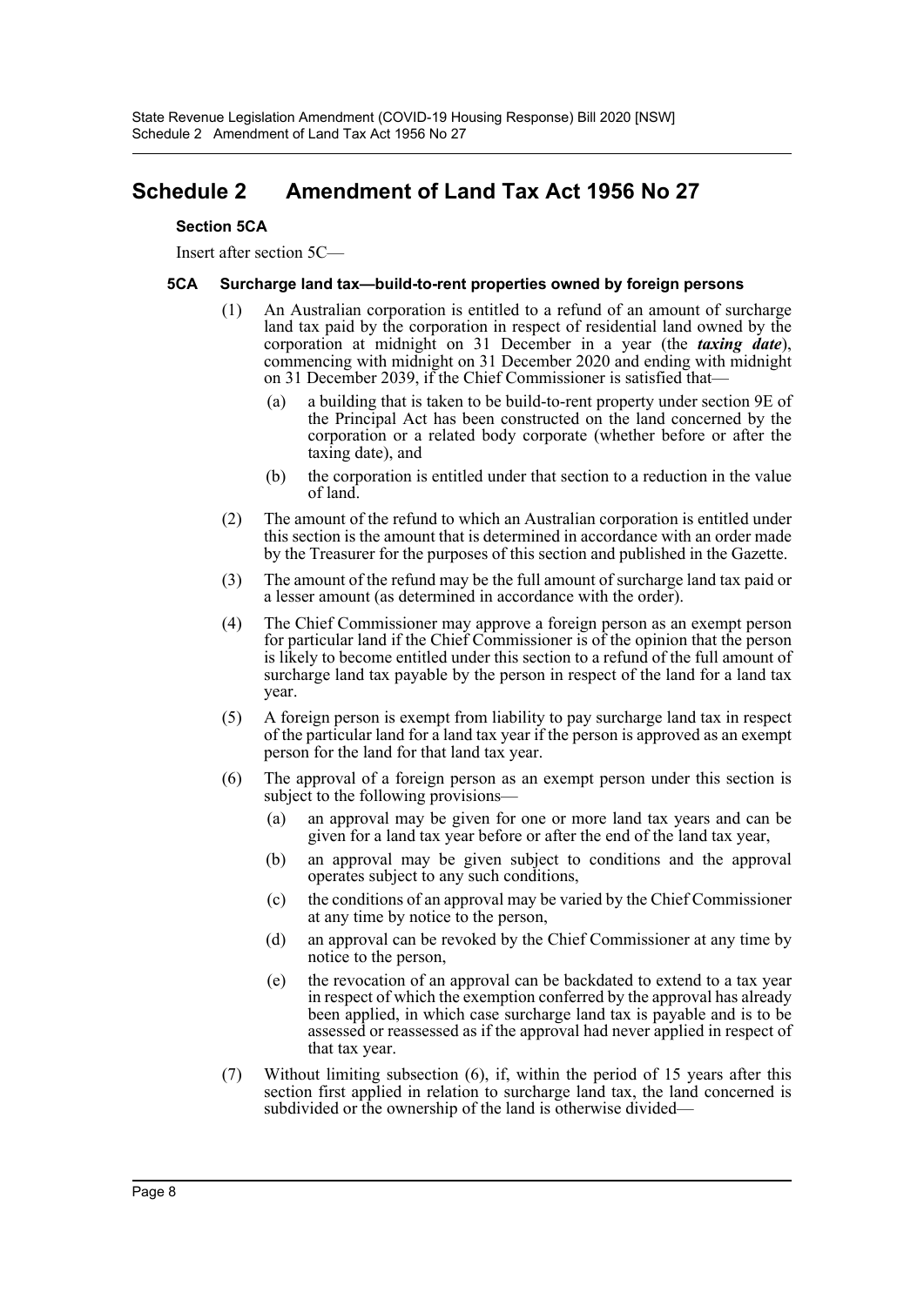## Schedule 2 Amendment of Land Tax Act 1956 No 27

**Section 5CA**

Insert after section 5C—

**5CA Surcharge land tax—build-to-rent properties owned by foreign persons**

(1) An Australian corporation is entitled to a refund of an amount of surcharge land tax paid by the corporation in respect of residential land owned by the corporation at midnight on 31 December in a year (the ***taxing date***), commencing with midnight on 31 December 2020 and ending with midnight on 31 December 2039, if the Chief Commissioner is satisfied that—

(a) a building that is taken to be build-to-rent property under section 9E of the Principal Act has been constructed on the land concerned by the corporation or a related body corporate (whether before or after the taxing date), and

(b) the corporation is entitled under that section to a reduction in the value of land.

(2) The amount of the refund to which an Australian corporation is entitled under this section is the amount that is determined in accordance with an order made by the Treasurer for the purposes of this section and published in the Gazette.

(3) The amount of the refund may be the full amount of surcharge land tax paid or a lesser amount (as determined in accordance with the order).

(4) The Chief Commissioner may approve a foreign person as an exempt person for particular land if the Chief Commissioner is of the opinion that the person is likely to become entitled under this section to a refund of the full amount of surcharge land tax payable by the person in respect of the land for a land tax year.

(5) A foreign person is exempt from liability to pay surcharge land tax in respect of the particular land for a land tax year if the person is approved as an exempt person for the land for that land tax year.

(6) The approval of a foreign person as an exempt person under this section is subject to the following provisions—

(a) an approval may be given for one or more land tax years and can be given for a land tax year before or after the end of the land tax year,

(b) an approval may be given subject to conditions and the approval operates subject to any such conditions,

(c) the conditions of an approval may be varied by the Chief Commissioner at any time by notice to the person,

(d) an approval can be revoked by the Chief Commissioner at any time by notice to the person,

(e) the revocation of an approval can be backdated to extend to a tax year in respect of which the exemption conferred by the approval has already been applied, in which case surcharge land tax is payable and is to be assessed or reassessed as if the approval had never applied in respect of that tax year.

(7) Without limiting subsection (6), if, within the period of 15 years after this section first applied in relation to surcharge land tax, the land concerned is subdivided or the ownership of the land is otherwise divided—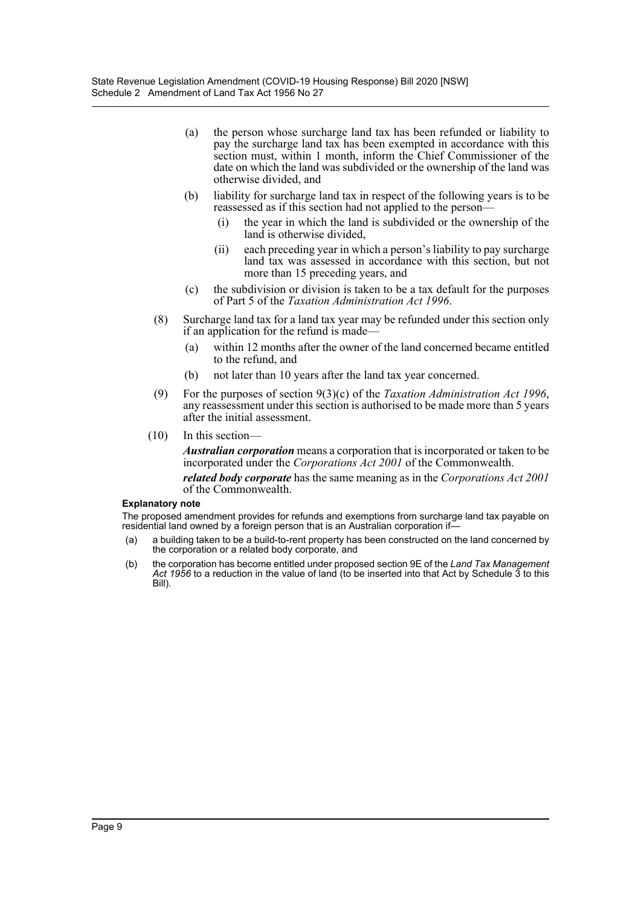(a) the person whose surcharge land tax has been refunded or liability to pay the surcharge land tax has been exempted in accordance with this section must, within 1 month, inform the Chief Commissioner of the date on which the land was subdivided or the ownership of the land was otherwise divided, and

(b) liability for surcharge land tax in respect of the following years is to be reassessed as if this section had not applied to the person—

(i) the year in which the land is subdivided or the ownership of the land is otherwise divided,

(ii) each preceding year in which a person's liability to pay surcharge land tax was assessed in accordance with this section, but not more than 15 preceding years, and

(c) the subdivision or division is taken to be a tax default for the purposes of Part 5 of the *Taxation Administration Act 1996*.

(8) Surcharge land tax for a land tax year may be refunded under this section only if an application for the refund is made—

(a) within 12 months after the owner of the land concerned became entitled to the refund, and

(b) not later than 10 years after the land tax year concerned.

(9) For the purposes of section 9(3)(c) of the *Taxation Administration Act 1996*, any reassessment under this section is authorised to be made more than 5 years after the initial assessment.

(10) In this section—

***Australian corporation*** means a corporation that is incorporated or taken to be incorporated under the *Corporations Act 2001* of the Commonwealth.

***related body corporate*** has the same meaning as in the *Corporations Act 2001* of the Commonwealth.

**Explanatory note**

The proposed amendment provides for refunds and exemptions from surcharge land tax payable on residential land owned by a foreign person that is an Australian corporation if—

(a) a building taken to be a build-to-rent property has been constructed on the land concerned by the corporation or a related body corporate, and

(b) the corporation has become entitled under proposed section 9E of the *Land Tax Management Act 1956* to a reduction in the value of land (to be inserted into that Act by Schedule 3 to this Bill).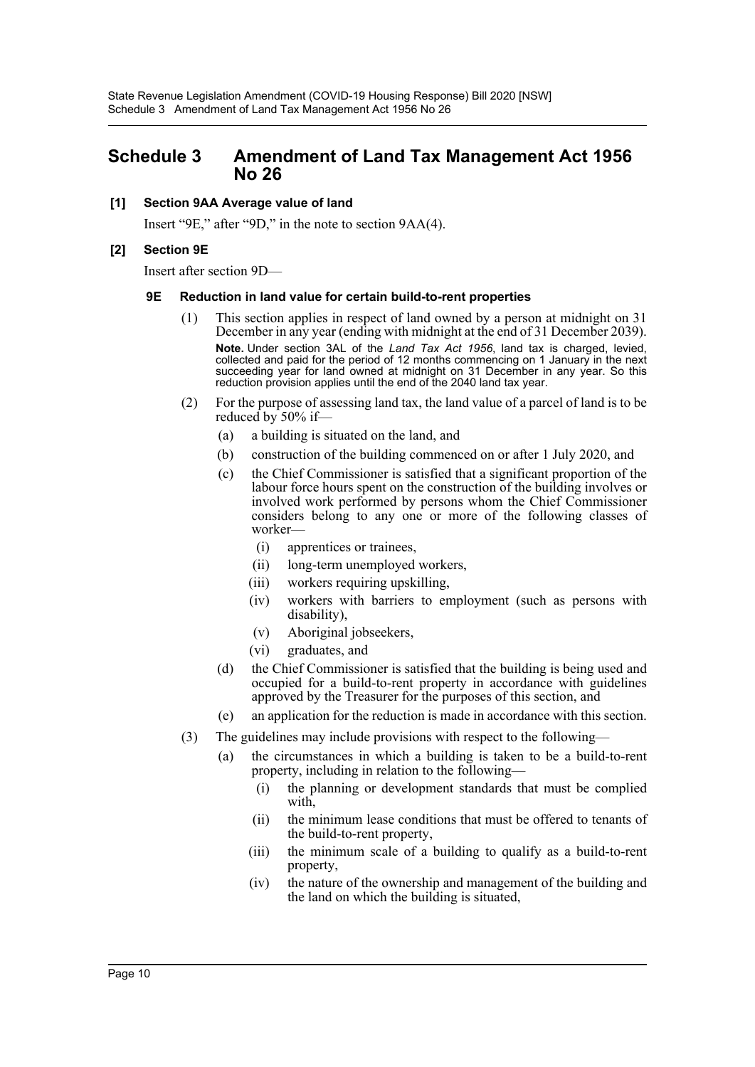# Schedule 3 Amendment of Land Tax Management Act 1956 No 26

**[1] Section 9AA Average value of land**

Insert "9E," after "9D," in the note to section 9AA(4).

**[2] Section 9E**

Insert after section 9D—

**9E Reduction in land value for certain build-to-rent properties**

(1) This section applies in respect of land owned by a person at midnight on 31 December in any year (ending with midnight at the end of 31 December 2039).

**Note.** Under section 3AL of the *Land Tax Act 1956*, land tax is charged, levied, collected and paid for the period of 12 months commencing on 1 January in the next succeeding year for land owned at midnight on 31 December in any year. So this reduction provision applies until the end of the 2040 land tax year.

(2) For the purpose of assessing land tax, the land value of a parcel of land is to be reduced by 50% if—

(a) a building is situated on the land, and

(b) construction of the building commenced on or after 1 July 2020, and

(c) the Chief Commissioner is satisfied that a significant proportion of the labour force hours spent on the construction of the building involves or involved work performed by persons whom the Chief Commissioner considers belong to any one or more of the following classes of worker—

(i) apprentices or trainees,

(ii) long-term unemployed workers,

(iii) workers requiring upskilling,

(iv) workers with barriers to employment (such as persons with disability),

(v) Aboriginal jobseekers,

(vi) graduates, and

(d) the Chief Commissioner is satisfied that the building is being used and occupied for a build-to-rent property in accordance with guidelines approved by the Treasurer for the purposes of this section, and

(e) an application for the reduction is made in accordance with this section.

(3) The guidelines may include provisions with respect to the following—

(a) the circumstances in which a building is taken to be a build-to-rent property, including in relation to the following—

(i) the planning or development standards that must be complied with,

(ii) the minimum lease conditions that must be offered to tenants of the build-to-rent property,

(iii) the minimum scale of a building to qualify as a build-to-rent property,

(iv) the nature of the ownership and management of the building and the land on which the building is situated,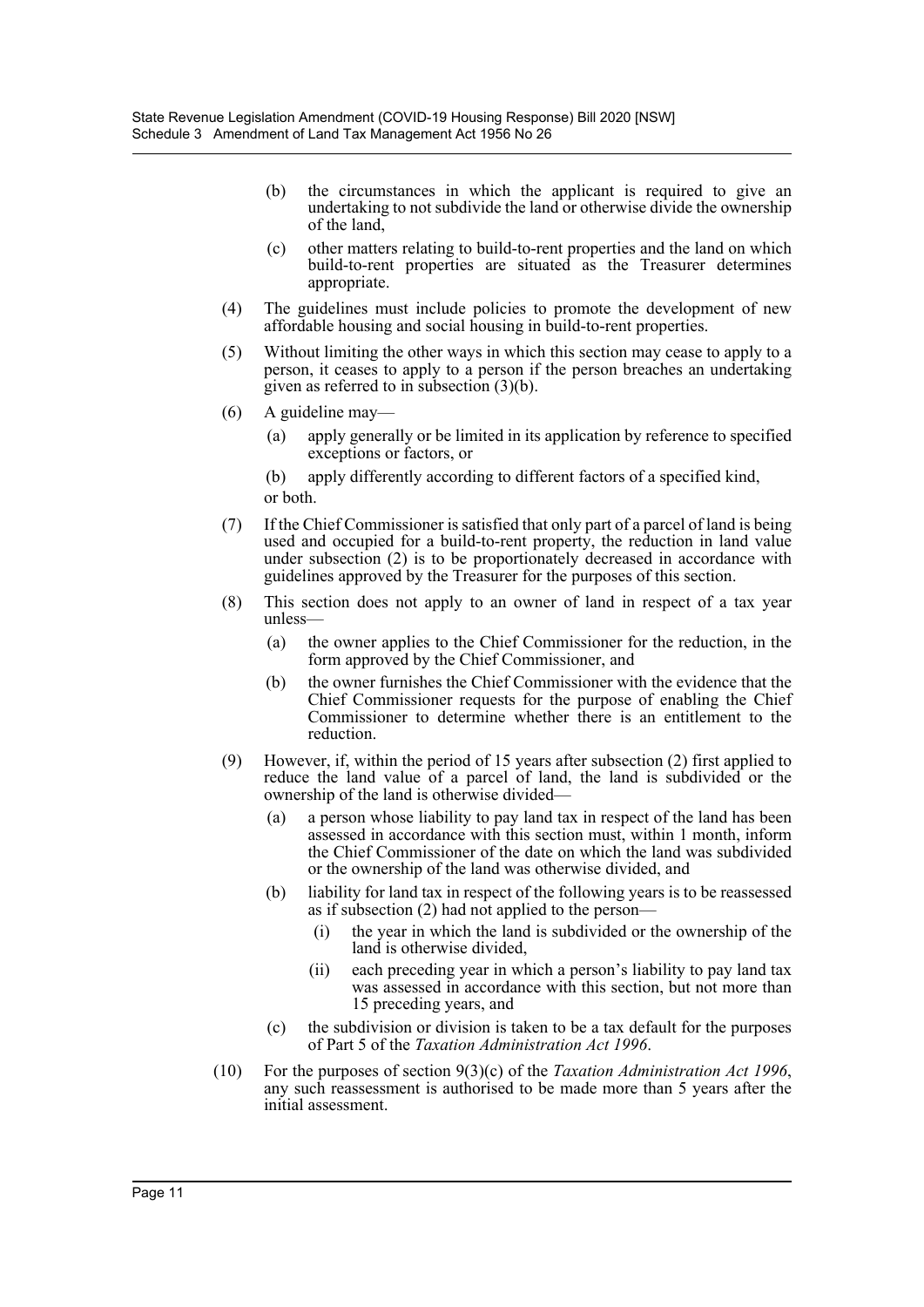(b) the circumstances in which the applicant is required to give an undertaking to not subdivide the land or otherwise divide the ownership of the land,

(c) other matters relating to build-to-rent properties and the land on which build-to-rent properties are situated as the Treasurer determines appropriate.

(4) The guidelines must include policies to promote the development of new affordable housing and social housing in build-to-rent properties.

(5) Without limiting the other ways in which this section may cease to apply to a person, it ceases to apply to a person if the person breaches an undertaking given as referred to in subsection (3)(b).

(6) A guideline may—

(a) apply generally or be limited in its application by reference to specified exceptions or factors, or

(b) apply differently according to different factors of a specified kind,

or both.

(7) If the Chief Commissioner is satisfied that only part of a parcel of land is being used and occupied for a build-to-rent property, the reduction in land value under subsection (2) is to be proportionately decreased in accordance with guidelines approved by the Treasurer for the purposes of this section.

(8) This section does not apply to an owner of land in respect of a tax year unless—

(a) the owner applies to the Chief Commissioner for the reduction, in the form approved by the Chief Commissioner, and

(b) the owner furnishes the Chief Commissioner with the evidence that the Chief Commissioner requests for the purpose of enabling the Chief Commissioner to determine whether there is an entitlement to the reduction.

(9) However, if, within the period of 15 years after subsection (2) first applied to reduce the land value of a parcel of land, the land is subdivided or the ownership of the land is otherwise divided—

(a) a person whose liability to pay land tax in respect of the land has been assessed in accordance with this section must, within 1 month, inform the Chief Commissioner of the date on which the land was subdivided or the ownership of the land was otherwise divided, and

(b) liability for land tax in respect of the following years is to be reassessed as if subsection (2) had not applied to the person—

(i) the year in which the land is subdivided or the ownership of the land is otherwise divided,

(ii) each preceding year in which a person's liability to pay land tax was assessed in accordance with this section, but not more than 15 preceding years, and

(c) the subdivision or division is taken to be a tax default for the purposes of Part 5 of the *Taxation Administration Act 1996*.

(10) For the purposes of section 9(3)(c) of the *Taxation Administration Act 1996*, any such reassessment is authorised to be made more than 5 years after the initial assessment.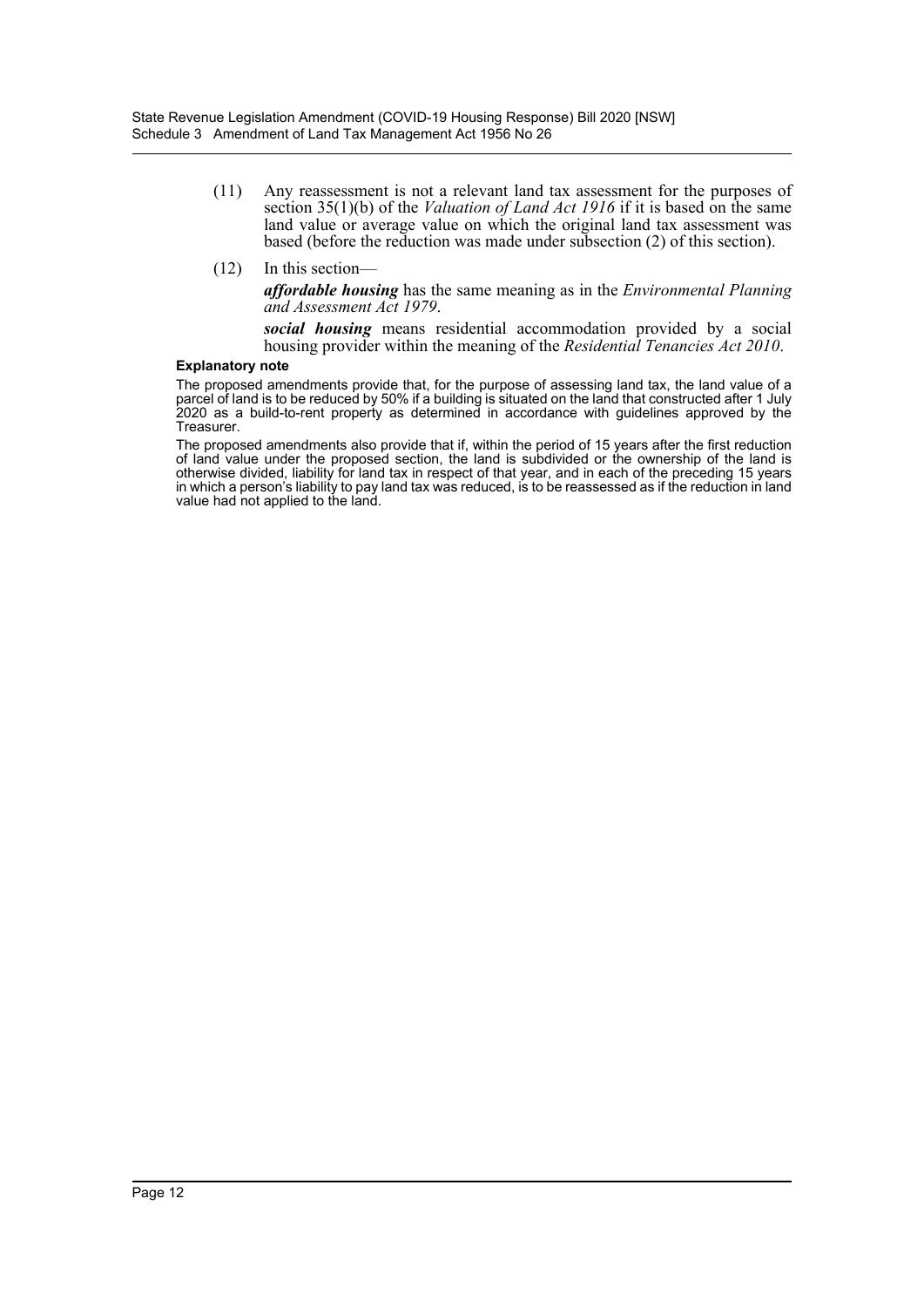(11) Any reassessment is not a relevant land tax assessment for the purposes of section 35(1)(b) of the *Valuation of Land Act 1916* if it is based on the same land value or average value on which the original land tax assessment was based (before the reduction was made under subsection (2) of this section).

(12) In this section—

***affordable housing*** has the same meaning as in the *Environmental Planning and Assessment Act 1979*.

***social housing*** means residential accommodation provided by a social housing provider within the meaning of the *Residential Tenancies Act 2010*.

**Explanatory note**

The proposed amendments provide that, for the purpose of assessing land tax, the land value of a parcel of land is to be reduced by 50% if a building is situated on the land that constructed after 1 July 2020 as a build-to-rent property as determined in accordance with guidelines approved by the Treasurer.

The proposed amendments also provide that if, within the period of 15 years after the first reduction of land value under the proposed section, the land is subdivided or the ownership of the land is otherwise divided, liability for land tax in respect of that year, and in each of the preceding 15 years in which a person's liability to pay land tax was reduced, is to be reassessed as if the reduction in land value had not applied to the land.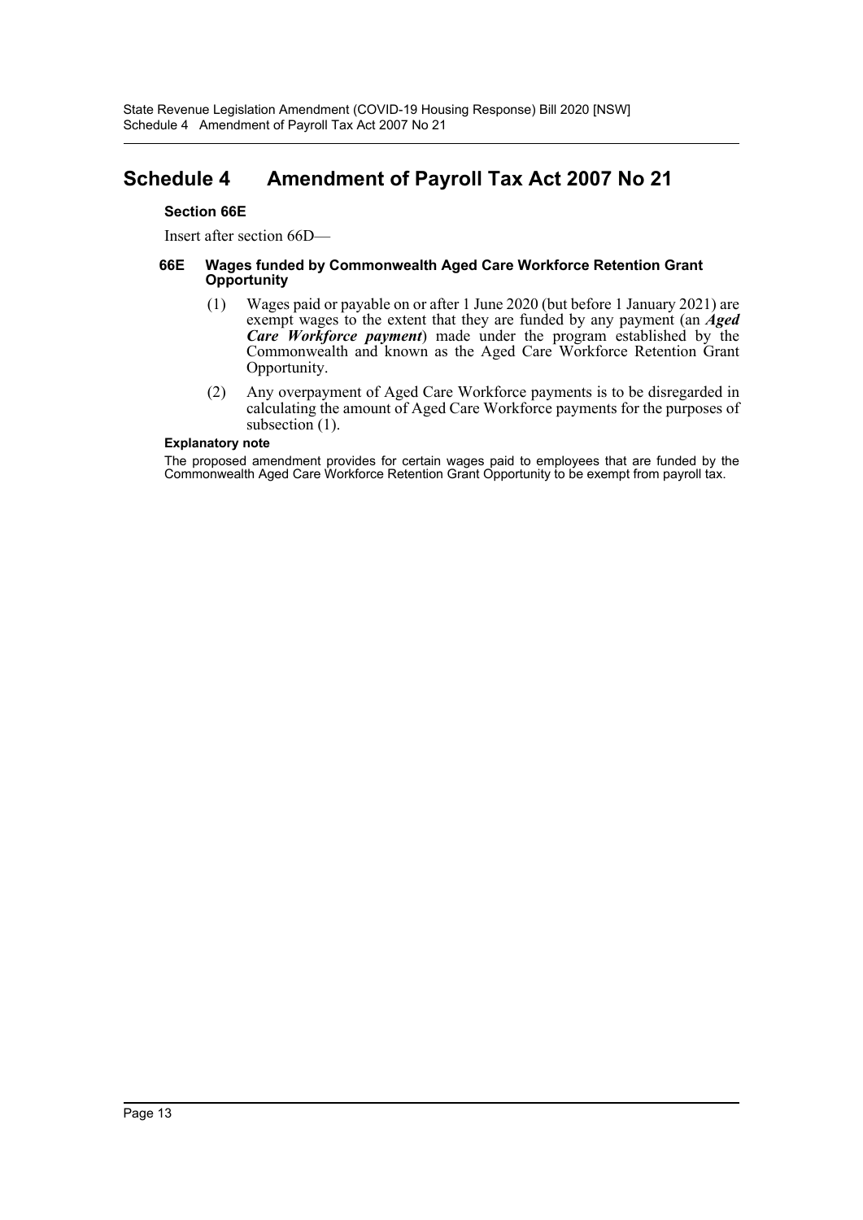# Schedule 4 Amendment of Payroll Tax Act 2007 No 21

**Section 66E**

Insert after section 66D—

**66E Wages funded by Commonwealth Aged Care Workforce Retention Grant Opportunity**

(1) Wages paid or payable on or after 1 June 2020 (but before 1 January 2021) are exempt wages to the extent that they are funded by any payment (an ***Aged Care Workforce payment***) made under the program established by the Commonwealth and known as the Aged Care Workforce Retention Grant Opportunity.

(2) Any overpayment of Aged Care Workforce payments is to be disregarded in calculating the amount of Aged Care Workforce payments for the purposes of subsection (1).

**Explanatory note**

The proposed amendment provides for certain wages paid to employees that are funded by the Commonwealth Aged Care Workforce Retention Grant Opportunity to be exempt from payroll tax.